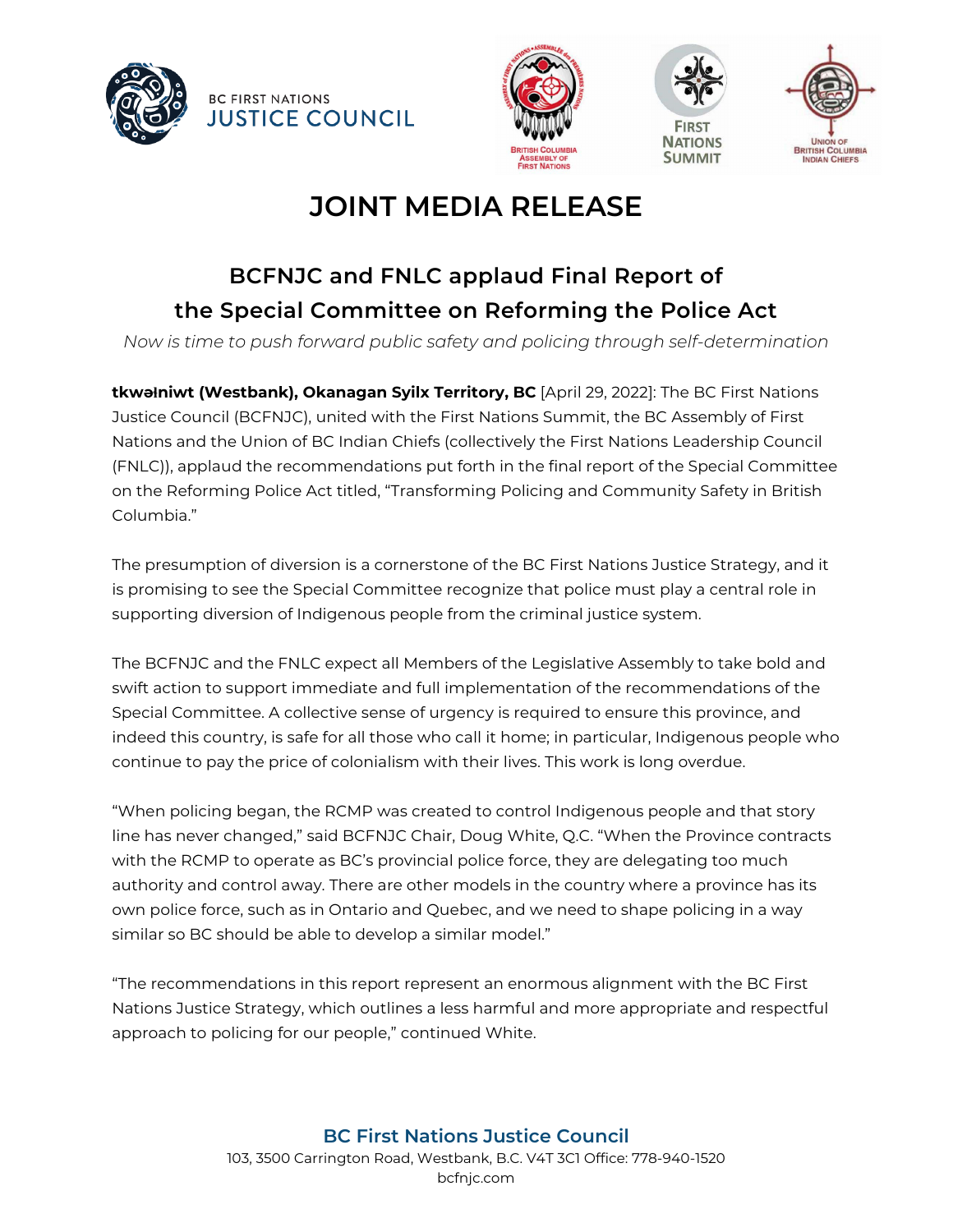BC FIRST NATIONS JUSTICE COUNCIL

# JOINT MEDIA RELEASE

## BCFNJC and FNLC applaud Final Report of the Special Committee on Reforming the Police Act

*Now is time to push forward public safety and policing through self-determination*

**tkwəɬniwt (Westbank), Okanagan Syilx Territory, BC** [April 29, 2022]: The BC First Nations Justice Council (BCFNJC), united with the First Nations Summit, the BC Assembly of First Nations and the Union of BC Indian Chiefs (collectively the First Nations Leadership Council (FNLC)), applaud the recommendations put forth in the final report of the Special Committee on the Reforming Police Act titled, "Transforming Policing and Community Safety in British Columbia."

The presumption of diversion is a cornerstone of the BC First Nations Justice Strategy, and it is promising to see the Special Committee recognize that police must play a central role in supporting diversion of Indigenous people from the criminal justice system.

The BCFNJC and the FNLC expect all Members of the Legislative Assembly to take bold and swift action to support immediate and full implementation of the recommendations of the Special Committee. A collective sense of urgency is required to ensure this province, and indeed this country, is safe for all those who call it home; in particular, Indigenous people who continue to pay the price of colonialism with their lives. This work is long overdue.

"When policing began, the RCMP was created to control Indigenous people and that story line has never changed," said BCFNJC Chair, Doug White, Q.C. "When the Province contracts with the RCMP to operate as BC's provincial police force, they are delegating too much authority and control away. There are other models in the country where a province has its own police force, such as in Ontario and Quebec, and we need to shape policing in a way similar so BC should be able to develop a similar model."

"The recommendations in this report represent an enormous alignment with the BC First Nations Justice Strategy, which outlines a less harmful and more appropriate and respectful approach to policing for our people," continued White.

**BC First Nations Justice Council**
103, 3500 Carrington Road, Westbank, B.C. V4T 3C1 Office: 778-940-1520
bcfnjc.com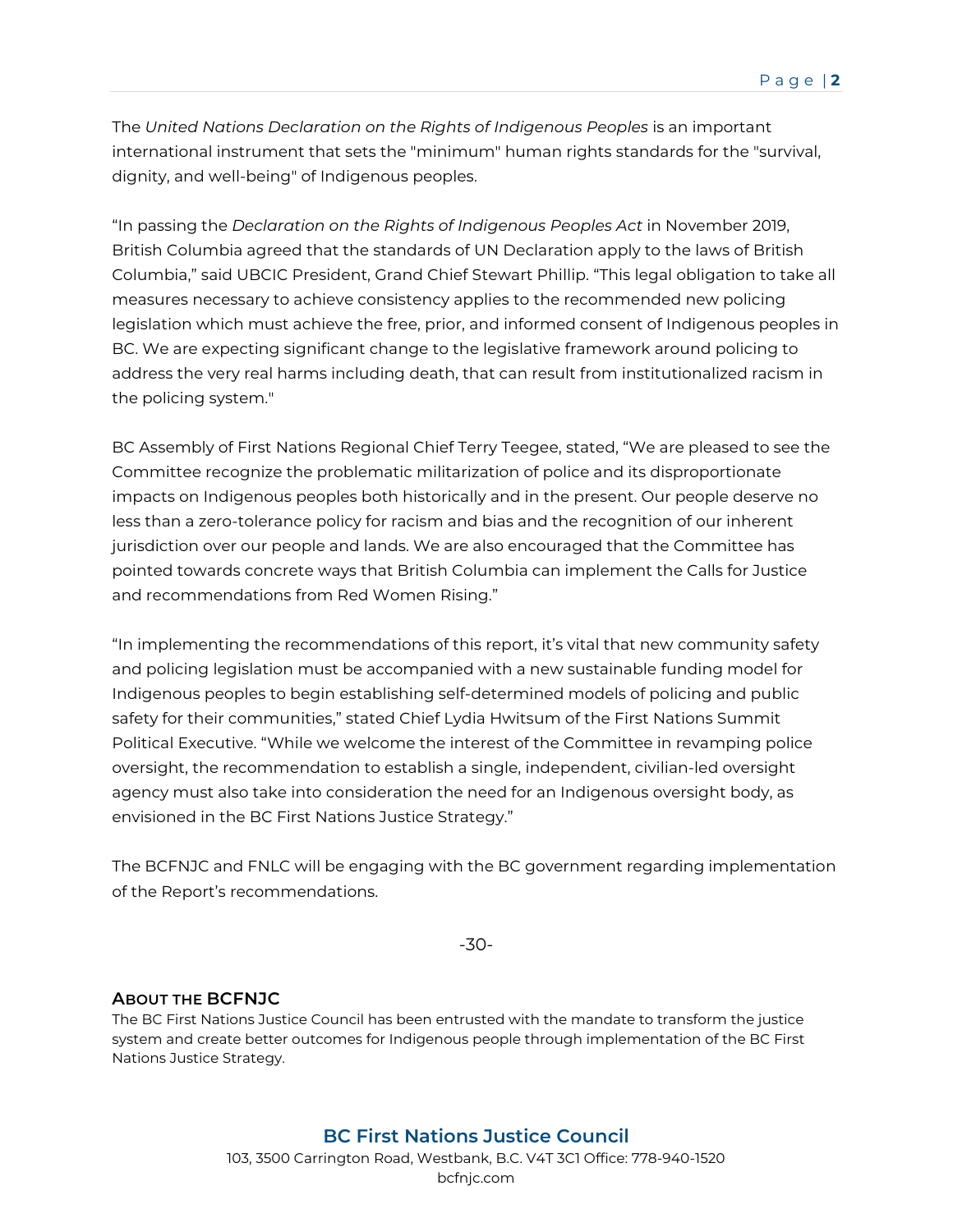The *United Nations Declaration on the Rights of Indigenous Peoples* is an important international instrument that sets the "minimum" human rights standards for the "survival, dignity, and well-being" of Indigenous peoples.

"In passing the *Declaration on the Rights of Indigenous Peoples Act* in November 2019, British Columbia agreed that the standards of UN Declaration apply to the laws of British Columbia," said UBCIC President, Grand Chief Stewart Phillip. "This legal obligation to take all measures necessary to achieve consistency applies to the recommended new policing legislation which must achieve the free, prior, and informed consent of Indigenous peoples in BC. We are expecting significant change to the legislative framework around policing to address the very real harms including death, that can result from institutionalized racism in the policing system."

BC Assembly of First Nations Regional Chief Terry Teegee, stated, "We are pleased to see the Committee recognize the problematic militarization of police and its disproportionate impacts on Indigenous peoples both historically and in the present. Our people deserve no less than a zero-tolerance policy for racism and bias and the recognition of our inherent jurisdiction over our people and lands. We are also encouraged that the Committee has pointed towards concrete ways that British Columbia can implement the Calls for Justice and recommendations from Red Women Rising."

"In implementing the recommendations of this report, it's vital that new community safety and policing legislation must be accompanied with a new sustainable funding model for Indigenous peoples to begin establishing self-determined models of policing and public safety for their communities," stated Chief Lydia Hwitsum of the First Nations Summit Political Executive. "While we welcome the interest of the Committee in revamping police oversight, the recommendation to establish a single, independent, civilian-led oversight agency must also take into consideration the need for an Indigenous oversight body, as envisioned in the BC First Nations Justice Strategy."

The BCFNJC and FNLC will be engaging with the BC government regarding implementation of the Report's recommendations.

-30-

**ABOUT THE BCFNJC**

The BC First Nations Justice Council has been entrusted with the mandate to transform the justice system and create better outcomes for Indigenous people through implementation of the BC First Nations Justice Strategy.

**BC First Nations Justice Council**
103, 3500 Carrington Road, Westbank, B.C. V4T 3C1 Office: 778-940-1520
bcfnjc.com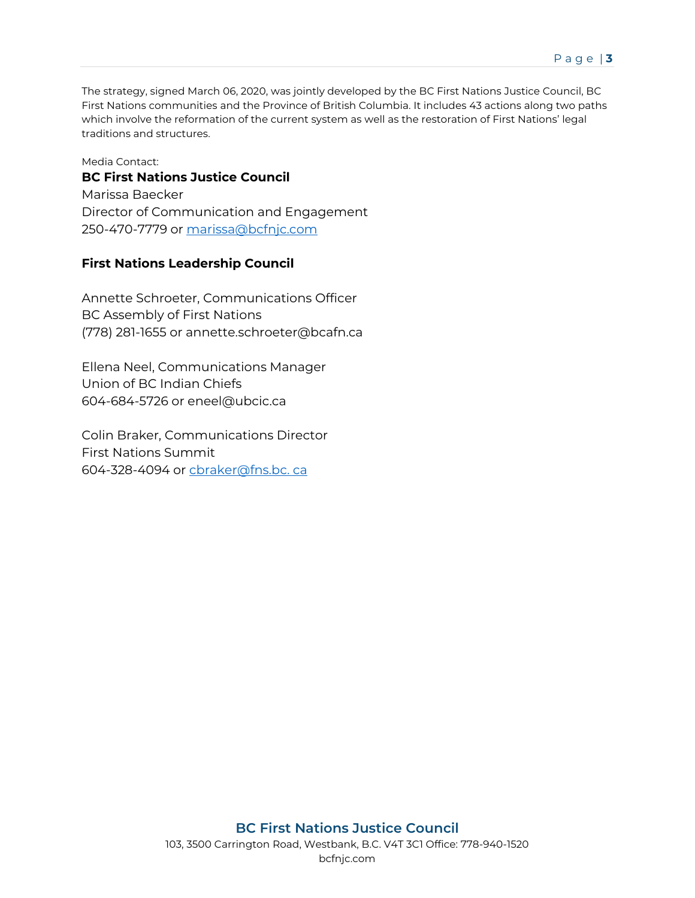The strategy, signed March 06, 2020, was jointly developed by the BC First Nations Justice Council, BC First Nations communities and the Province of British Columbia. It includes 43 actions along two paths which involve the reformation of the current system as well as the restoration of First Nations' legal traditions and structures.

Media Contact:

**BC First Nations Justice Council**
Marissa Baecker
Director of Communication and Engagement
250-470-7779 or marissa@bcfnjc.com

**First Nations Leadership Council**

Annette Schroeter, Communications Officer
BC Assembly of First Nations
(778) 281-1655 or annette.schroeter@bcafn.ca

Ellena Neel, Communications Manager
Union of BC Indian Chiefs
604-684-5726 or eneel@ubcic.ca

Colin Braker, Communications Director
First Nations Summit
604-328-4094 or cbraker@fns.bc. ca

**BC First Nations Justice Council**
103, 3500 Carrington Road, Westbank, B.C. V4T 3C1 Office: 778-940-1520
bcfnjc.com